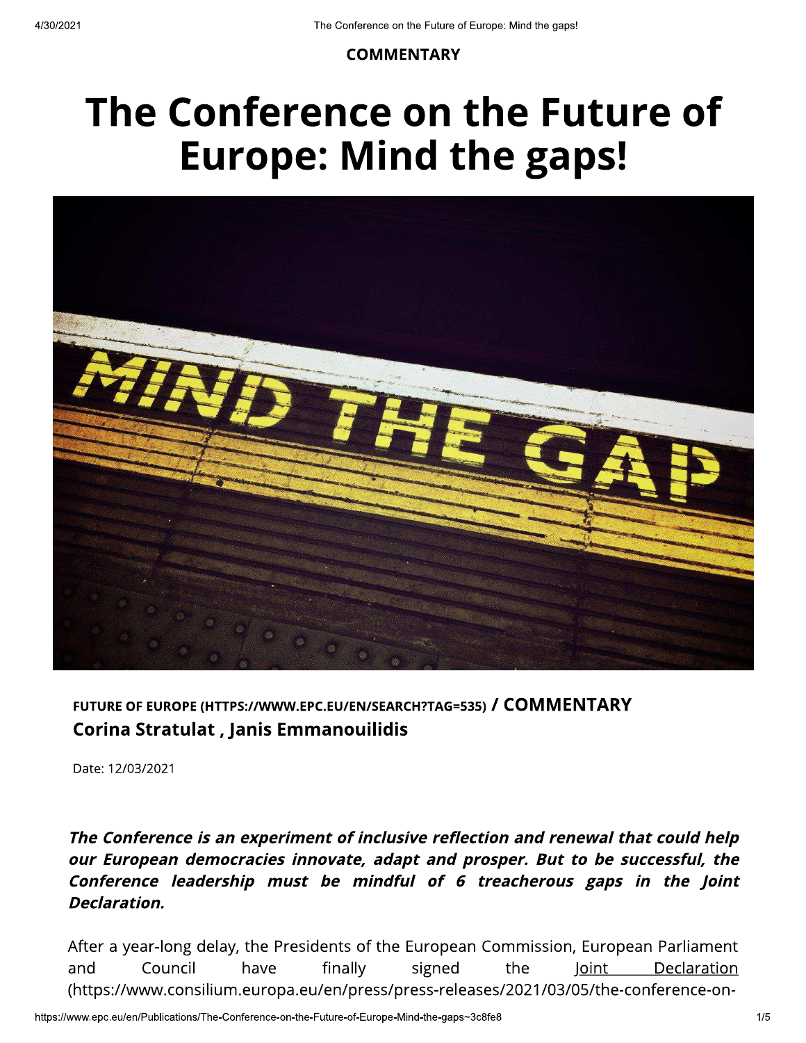**COMMENTARY**

# The Conference on the Future of Europe: Mind the gaps!

**FUTURE OF EUROPE (HTTPS://WWW.EPC.EU/EN/SEARCH?TAG=535) / COMMENTARY**

**Corina Stratulat , Janis Emmanouilidis**

Date: 12/03/2021

***The Conference is an experiment of inclusive reflection and renewal that could help our European democracies innovate, adapt and prosper. But to be successful, the Conference leadership must be mindful of 6 treacherous gaps in the Joint Declaration.***

After a year-long delay, the Presidents of the European Commission, European Parliament and Council have finally signed the Joint Declaration (https://www.consilium.europa.eu/en/press/press-releases/2021/03/05/the-conference-on-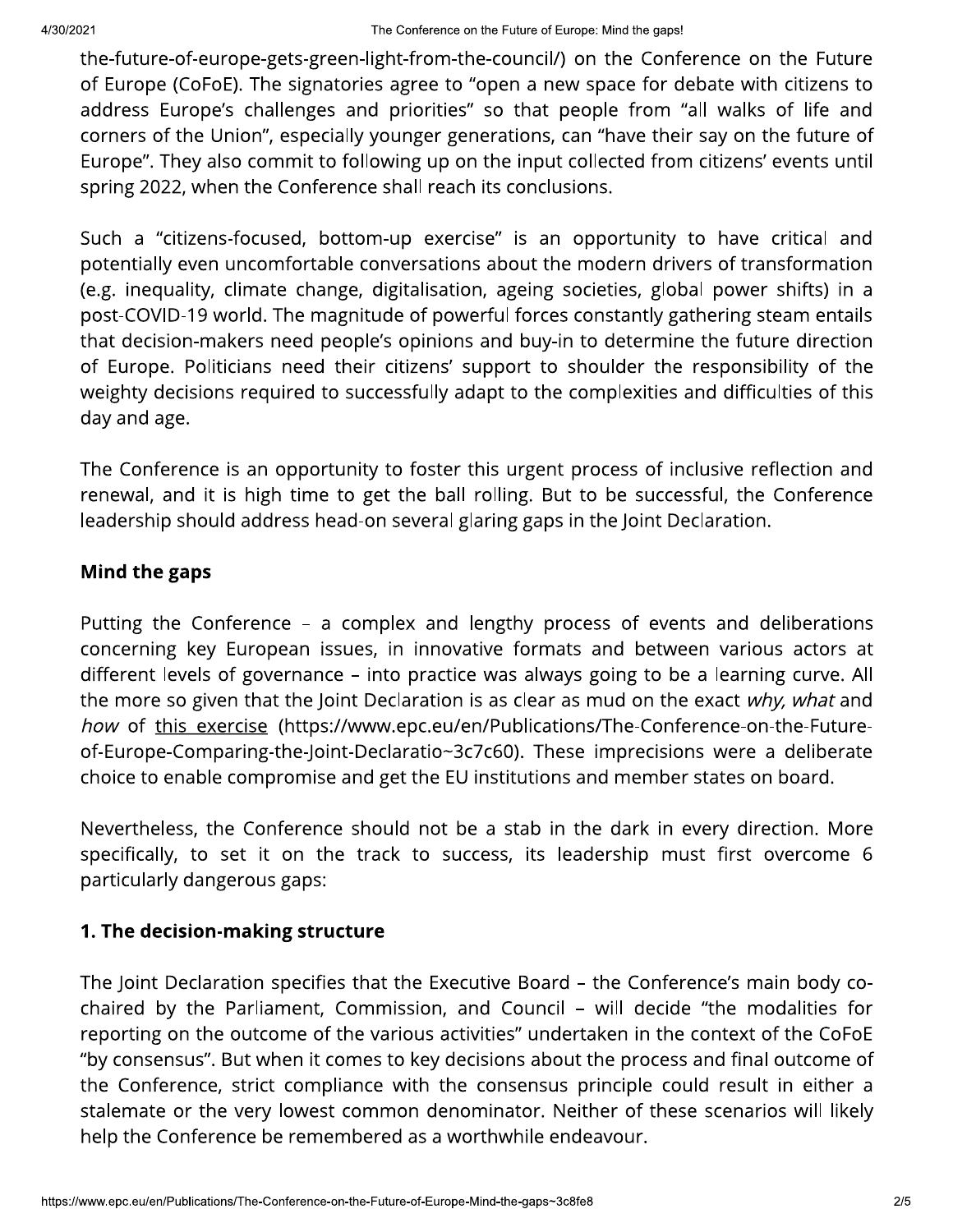the-future-of-europe-gets-green-light-from-the-council/) on the Conference on the Future of Europe (CoFoE). The signatories agree to "open a new space for debate with citizens to address Europe's challenges and priorities" so that people from "all walks of life and corners of the Union", especially younger generations, can "have their say on the future of Europe". They also commit to following up on the input collected from citizens' events until spring 2022, when the Conference shall reach its conclusions.

Such a "citizens-focused, bottom-up exercise" is an opportunity to have critical and potentially even uncomfortable conversations about the modern drivers of transformation (e.g. inequality, climate change, digitalisation, ageing societies, global power shifts) in a post-COVID-19 world. The magnitude of powerful forces constantly gathering steam entails that decision-makers need people's opinions and buy-in to determine the future direction of Europe. Politicians need their citizens' support to shoulder the responsibility of the weighty decisions required to successfully adapt to the complexities and difficulties of this day and age.

The Conference is an opportunity to foster this urgent process of inclusive reflection and renewal, and it is high time to get the ball rolling. But to be successful, the Conference leadership should address head-on several glaring gaps in the Joint Declaration.

## Mind the gaps

Putting the Conference – a complex and lengthy process of events and deliberations concerning key European issues, in innovative formats and between various actors at different levels of governance – into practice was always going to be a learning curve. All the more so given that the Joint Declaration is as clear as mud on the exact *why, what* and *how* of this exercise (https://www.epc.eu/en/Publications/The-Conference-on-the-Future-of-Europe-Comparing-the-Joint-Declaratio~3c7c60). These imprecisions were a deliberate choice to enable compromise and get the EU institutions and member states on board.

Nevertheless, the Conference should not be a stab in the dark in every direction. More specifically, to set it on the track to success, its leadership must first overcome 6 particularly dangerous gaps:

### 1. The decision-making structure

The Joint Declaration specifies that the Executive Board – the Conference's main body co-chaired by the Parliament, Commission, and Council – will decide "the modalities for reporting on the outcome of the various activities" undertaken in the context of the CoFoE "by consensus". But when it comes to key decisions about the process and final outcome of the Conference, strict compliance with the consensus principle could result in either a stalemate or the very lowest common denominator. Neither of these scenarios will likely help the Conference be remembered as a worthwhile endeavour.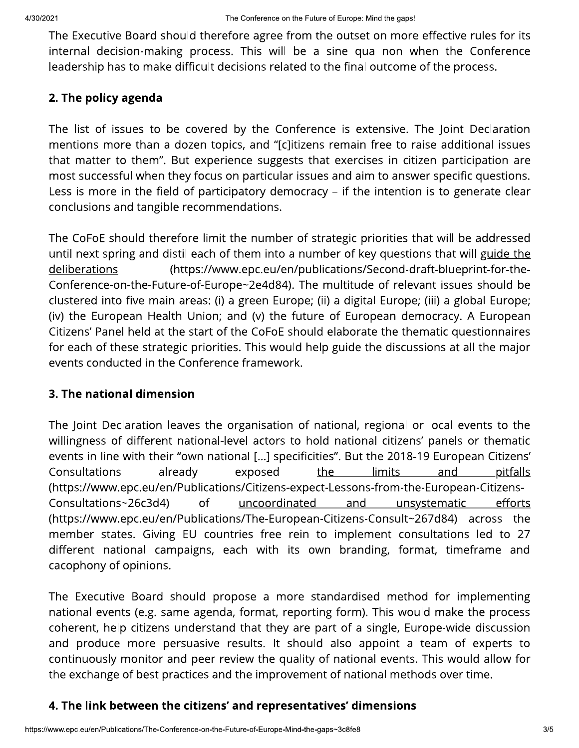The Executive Board should therefore agree from the outset on more effective rules for its internal decision-making process. This will be a sine qua non when the Conference leadership has to make difficult decisions related to the final outcome of the process.

### 2. The policy agenda

The list of issues to be covered by the Conference is extensive. The Joint Declaration mentions more than a dozen topics, and "[c]itizens remain free to raise additional issues that matter to them". But experience suggests that exercises in citizen participation are most successful when they focus on particular issues and aim to answer specific questions. Less is more in the field of participatory democracy – if the intention is to generate clear conclusions and tangible recommendations.

The CoFoE should therefore limit the number of strategic priorities that will be addressed until next spring and distil each of them into a number of key questions that will guide the deliberations (https://www.epc.eu/en/publications/Second-draft-blueprint-for-the-Conference-on-the-Future-of-Europe~2e4d84). The multitude of relevant issues should be clustered into five main areas: (i) a green Europe; (ii) a digital Europe; (iii) a global Europe; (iv) the European Health Union; and (v) the future of European democracy. A European Citizens' Panel held at the start of the CoFoE should elaborate the thematic questionnaires for each of these strategic priorities. This would help guide the discussions at all the major events conducted in the Conference framework.

### 3. The national dimension

The Joint Declaration leaves the organisation of national, regional or local events to the willingness of different national-level actors to hold national citizens' panels or thematic events in line with their "own national [...] specificities". But the 2018-19 European Citizens' Consultations already exposed the limits and pitfalls (https://www.epc.eu/en/Publications/Citizens-expect-Lessons-from-the-European-Citizens-Consultations~26c3d4) of uncoordinated and unsystematic efforts (https://www.epc.eu/en/Publications/The-European-Citizens-Consult~267d84) across the member states. Giving EU countries free rein to implement consultations led to 27 different national campaigns, each with its own branding, format, timeframe and cacophony of opinions.

The Executive Board should propose a more standardised method for implementing national events (e.g. same agenda, format, reporting form). This would make the process coherent, help citizens understand that they are part of a single, Europe-wide discussion and produce more persuasive results. It should also appoint a team of experts to continuously monitor and peer review the quality of national events. This would allow for the exchange of best practices and the improvement of national methods over time.

### 4. The link between the citizens' and representatives' dimensions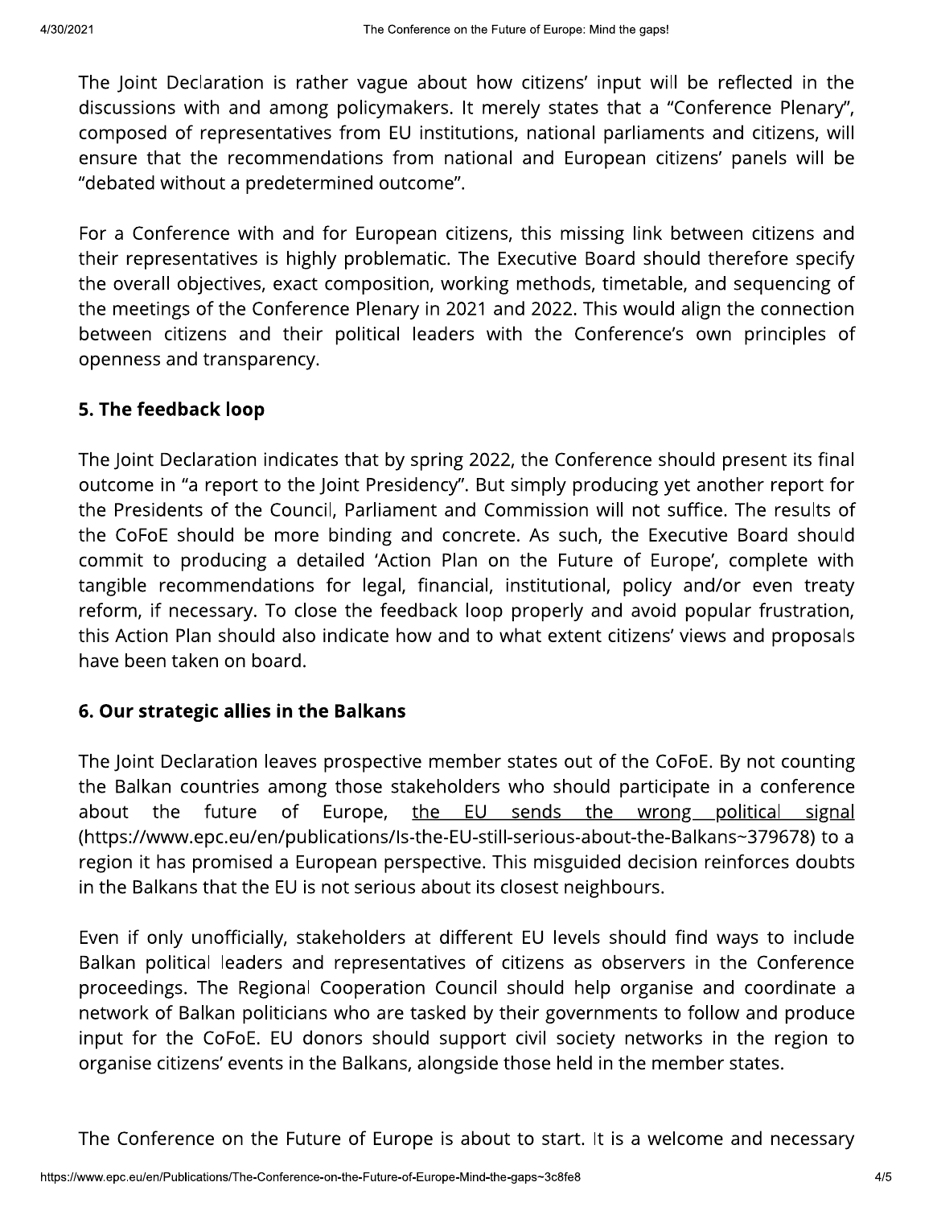The Joint Declaration is rather vague about how citizens' input will be reflected in the discussions with and among policymakers. It merely states that a "Conference Plenary", composed of representatives from EU institutions, national parliaments and citizens, will ensure that the recommendations from national and European citizens' panels will be "debated without a predetermined outcome".

For a Conference with and for European citizens, this missing link between citizens and their representatives is highly problematic. The Executive Board should therefore specify the overall objectives, exact composition, working methods, timetable, and sequencing of the meetings of the Conference Plenary in 2021 and 2022. This would align the connection between citizens and their political leaders with the Conference's own principles of openness and transparency.

### 5. The feedback loop

The Joint Declaration indicates that by spring 2022, the Conference should present its final outcome in "a report to the Joint Presidency". But simply producing yet another report for the Presidents of the Council, Parliament and Commission will not suffice. The results of the CoFoE should be more binding and concrete. As such, the Executive Board should commit to producing a detailed 'Action Plan on the Future of Europe', complete with tangible recommendations for legal, financial, institutional, policy and/or even treaty reform, if necessary. To close the feedback loop properly and avoid popular frustration, this Action Plan should also indicate how and to what extent citizens' views and proposals have been taken on board.

### 6. Our strategic allies in the Balkans

The Joint Declaration leaves prospective member states out of the CoFoE. By not counting the Balkan countries among those stakeholders who should participate in a conference about the future of Europe, the EU sends the wrong political signal (https://www.epc.eu/en/publications/Is-the-EU-still-serious-about-the-Balkans~379678) to a region it has promised a European perspective. This misguided decision reinforces doubts in the Balkans that the EU is not serious about its closest neighbours.

Even if only unofficially, stakeholders at different EU levels should find ways to include Balkan political leaders and representatives of citizens as observers in the Conference proceedings. The Regional Cooperation Council should help organise and coordinate a network of Balkan politicians who are tasked by their governments to follow and produce input for the CoFoE. EU donors should support civil society networks in the region to organise citizens' events in the Balkans, alongside those held in the member states.

The Conference on the Future of Europe is about to start. It is a welcome and necessary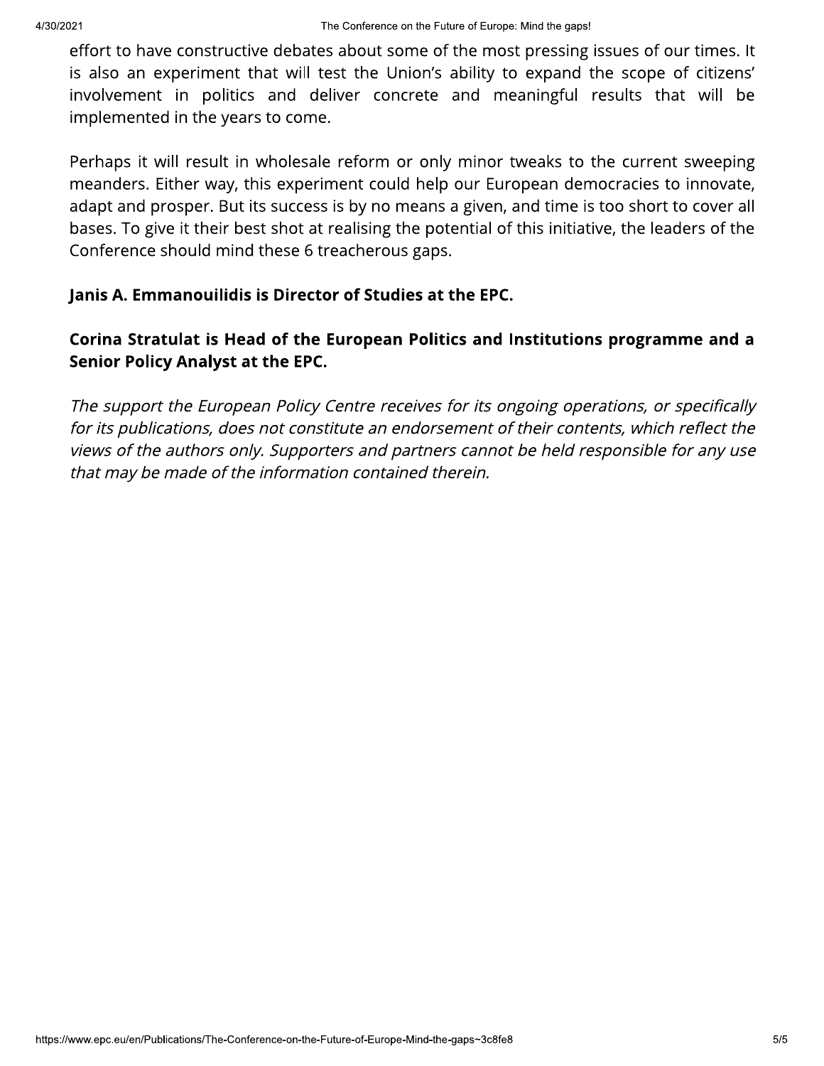effort to have constructive debates about some of the most pressing issues of our times. It is also an experiment that will test the Union's ability to expand the scope of citizens' involvement in politics and deliver concrete and meaningful results that will be implemented in the years to come.

Perhaps it will result in wholesale reform or only minor tweaks to the current sweeping meanders. Either way, this experiment could help our European democracies to innovate, adapt and prosper. But its success is by no means a given, and time is too short to cover all bases. To give it their best shot at realising the potential of this initiative, the leaders of the Conference should mind these 6 treacherous gaps.

**Janis A. Emmanouilidis is Director of Studies at the EPC.**

**Corina Stratulat is Head of the European Politics and Institutions programme and a Senior Policy Analyst at the EPC.**

*The support the European Policy Centre receives for its ongoing operations, or specifically for its publications, does not constitute an endorsement of their contents, which reflect the views of the authors only. Supporters and partners cannot be held responsible for any use that may be made of the information contained therein.*